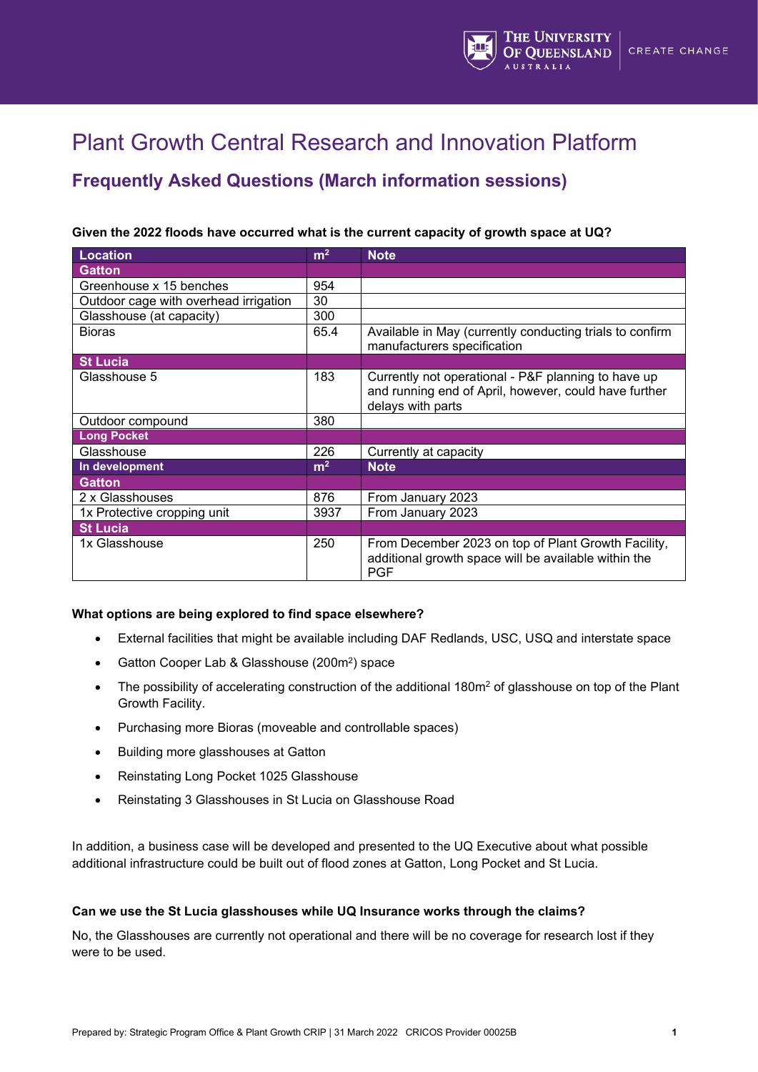# Plant Growth Central Research and Innovation Platform

## Frequently Asked Questions (March information sessions)

**Given the 2022 floods have occurred what is the current capacity of growth space at UQ?**

| Location | $m^2$ | Note |
|---|---|---|
| **Gatton** | | |
| Greenhouse x 15 benches | 954 | |
| Outdoor cage with overhead irrigation | 30 | |
| Glasshouse (at capacity) | 300 | |
| Bioras | 65.4 | Available in May (currently conducting trials to confirm manufacturers specification |
| **St Lucia** | | |
| Glasshouse 5 | 183 | Currently not operational - P&F planning to have up and running end of April, however, could have further delays with parts |
| Outdoor compound | 380 | |
| **Long Pocket** | | |
| Glasshouse | 226 | Currently at capacity |
| **In development** | **$m^2$** | **Note** |
| **Gatton** | | |
| 2 x Glasshouses | 876 | From January 2023 |
| 1x Protective cropping unit | 3937 | From January 2023 |
| **St Lucia** | | |
| 1x Glasshouse | 250 | From December 2023 on top of Plant Growth Facility, additional growth space will be available within the PGF |

**What options are being explored to find space elsewhere?**

- External facilities that might be available including DAF Redlands, USC, USQ and interstate space
- Gatton Cooper Lab & Glasshouse (200$m^2$) space
- The possibility of accelerating construction of the additional 180$m^2$ of glasshouse on top of the Plant Growth Facility.
- Purchasing more Bioras (moveable and controllable spaces)
- Building more glasshouses at Gatton
- Reinstating Long Pocket 1025 Glasshouse
- Reinstating 3 Glasshouses in St Lucia on Glasshouse Road

In addition, a business case will be developed and presented to the UQ Executive about what possible additional infrastructure could be built out of flood zones at Gatton, Long Pocket and St Lucia.

**Can we use the St Lucia glasshouses while UQ Insurance works through the claims?**

No, the Glasshouses are currently not operational and there will be no coverage for research lost if they were to be used.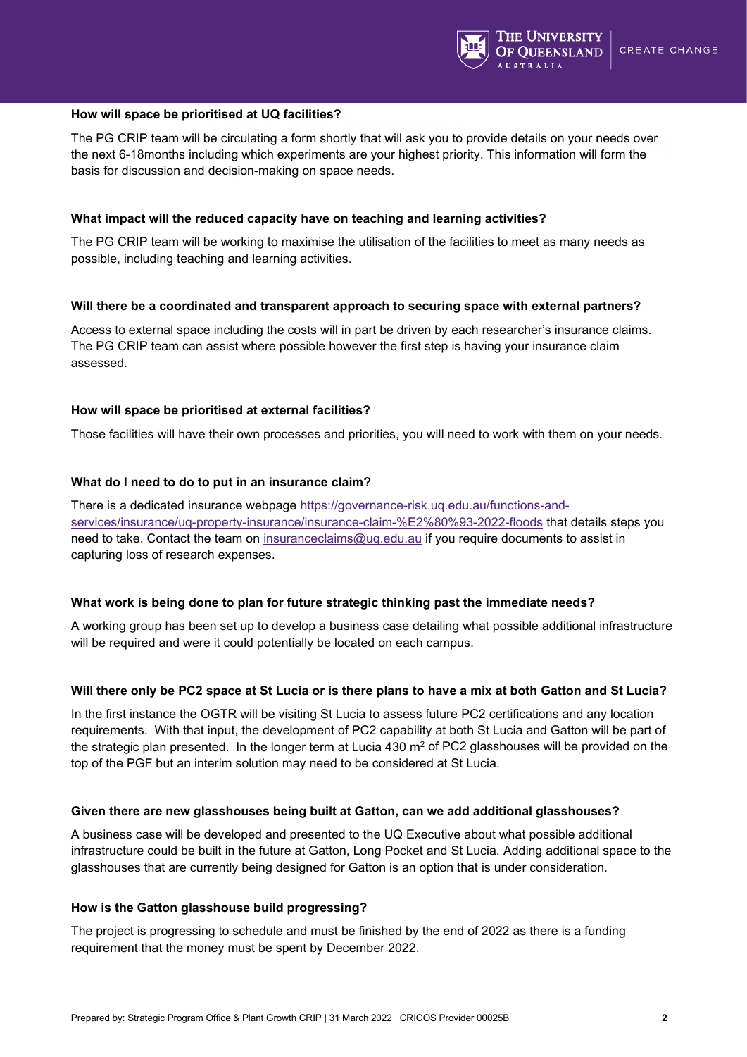**How will space be prioritised at UQ facilities?**

The PG CRIP team will be circulating a form shortly that will ask you to provide details on your needs over the next 6-18months including which experiments are your highest priority. This information will form the basis for discussion and decision-making on space needs.

**What impact will the reduced capacity have on teaching and learning activities?**

The PG CRIP team will be working to maximise the utilisation of the facilities to meet as many needs as possible, including teaching and learning activities.

**Will there be a coordinated and transparent approach to securing space with external partners?**

Access to external space including the costs will in part be driven by each researcher's insurance claims. The PG CRIP team can assist where possible however the first step is having your insurance claim assessed.

**How will space be prioritised at external facilities?**

Those facilities will have their own processes and priorities, you will need to work with them on your needs.

**What do I need to do to put in an insurance claim?**

There is a dedicated insurance webpage https://governance-risk.uq.edu.au/functions-and-services/insurance/uq-property-insurance/insurance-claim-%E2%80%93-2022-floods that details steps you need to take. Contact the team on insuranceclaims@uq.edu.au if you require documents to assist in capturing loss of research expenses.

**What work is being done to plan for future strategic thinking past the immediate needs?**

A working group has been set up to develop a business case detailing what possible additional infrastructure will be required and were it could potentially be located on each campus.

**Will there only be PC2 space at St Lucia or is there plans to have a mix at both Gatton and St Lucia?**

In the first instance the OGTR will be visiting St Lucia to assess future PC2 certifications and any location requirements. With that input, the development of PC2 capability at both St Lucia and Gatton will be part of the strategic plan presented. In the longer term at Lucia 430 $m^2$ of PC2 glasshouses will be provided on the top of the PGF but an interim solution may need to be considered at St Lucia.

**Given there are new glasshouses being built at Gatton, can we add additional glasshouses?**

A business case will be developed and presented to the UQ Executive about what possible additional infrastructure could be built in the future at Gatton, Long Pocket and St Lucia. Adding additional space to the glasshouses that are currently being designed for Gatton is an option that is under consideration.

**How is the Gatton glasshouse build progressing?**

The project is progressing to schedule and must be finished by the end of 2022 as there is a funding requirement that the money must be spent by December 2022.

Prepared by: Strategic Program Office & Plant Growth CRIP | 31 March 2022 CRICOS Provider 00025B